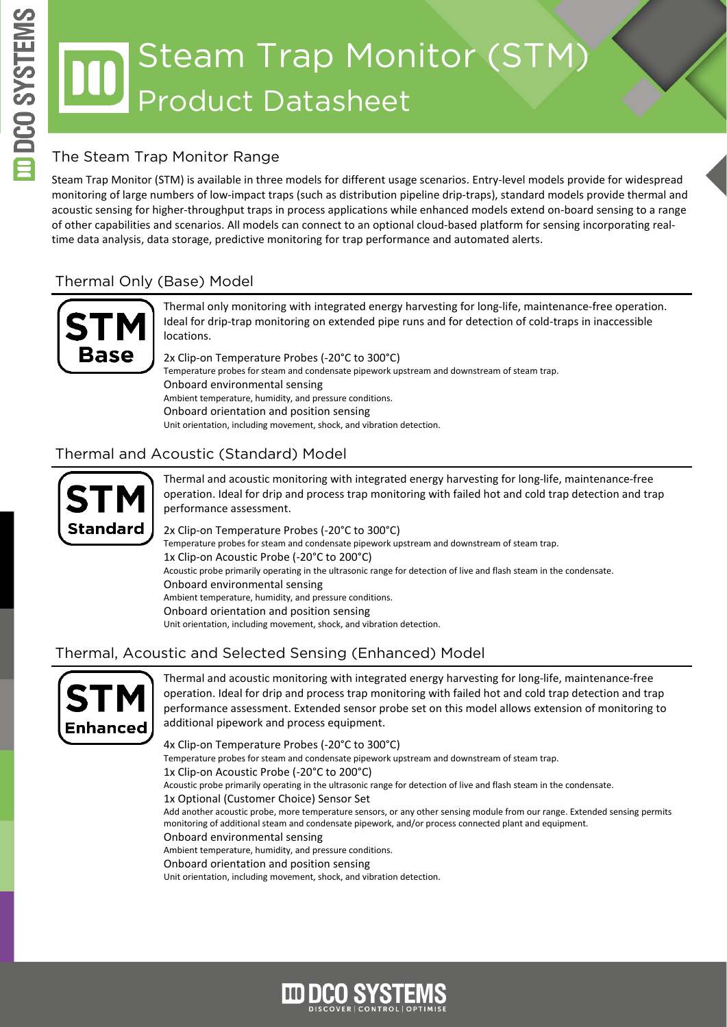# Steam Trap Monitor (STM) Product Datasheet

## The Steam Trap Monitor Range

Steam Trap Monitor (STM) is available in three models for different usage scenarios. Entry-level models provide for widespread monitoring of large numbers of low-impact traps (such as distribution pipeline drip-traps), standard models provide thermal and acoustic sensing for higher-throughput traps in process applications while enhanced models extend on-board sensing to a range of other capabilities and scenarios. All models can connect to an optional cloud-based platform for sensing incorporating real-time data analysis, data storage, predictive monitoring for trap performance and automated alerts.

## Thermal Only (Base) Model

**STM Base**

Thermal only monitoring with integrated energy harvesting for long-life, maintenance-free operation. Ideal for drip-trap monitoring on extended pipe runs and for detection of cold-traps in inaccessible locations.

2x Clip-on Temperature Probes (-20°C to 300°C)
Temperature probes for steam and condensate pipework upstream and downstream of steam trap.

Onboard environmental sensing
Ambient temperature, humidity, and pressure conditions.

Onboard orientation and position sensing
Unit orientation, including movement, shock, and vibration detection.

## Thermal and Acoustic (Standard) Model

**STM Standard**

Thermal and acoustic monitoring with integrated energy harvesting for long-life, maintenance-free operation. Ideal for drip and process trap monitoring with failed hot and cold trap detection and trap performance assessment.

2x Clip-on Temperature Probes (-20°C to 300°C)
Temperature probes for steam and condensate pipework upstream and downstream of steam trap.

1x Clip-on Acoustic Probe (-20°C to 200°C)
Acoustic probe primarily operating in the ultrasonic range for detection of live and flash steam in the condensate.

Onboard environmental sensing
Ambient temperature, humidity, and pressure conditions.

Onboard orientation and position sensing
Unit orientation, including movement, shock, and vibration detection.

## Thermal, Acoustic and Selected Sensing (Enhanced) Model

**STM Enhanced**

Thermal and acoustic monitoring with integrated energy harvesting for long-life, maintenance-free operation. Ideal for drip and process trap monitoring with failed hot and cold trap detection and trap performance assessment. Extended sensor probe set on this model allows extension of monitoring to additional pipework and process equipment.

4x Clip-on Temperature Probes (-20°C to 300°C)
Temperature probes for steam and condensate pipework upstream and downstream of steam trap.

1x Clip-on Acoustic Probe (-20°C to 200°C)
Acoustic probe primarily operating in the ultrasonic range for detection of live and flash steam in the condensate.

1x Optional (Customer Choice) Sensor Set
Add another acoustic probe, more temperature sensors, or any other sensing module from our range. Extended sensing permits monitoring of additional steam and condensate pipework, and/or process connected plant and equipment.

Onboard environmental sensing
Ambient temperature, humidity, and pressure conditions.

Onboard orientation and position sensing
Unit orientation, including movement, shock, and vibration detection.

DCO SYSTEMS
DISCOVER | CONTROL | OPTIMISE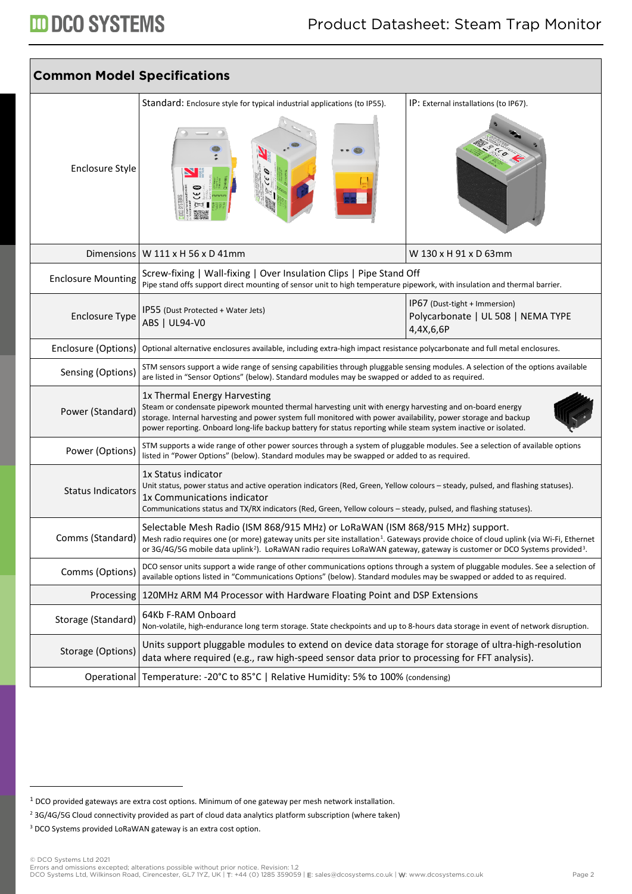## Common Model Specifications

| | | |
|---|---|---|
| Enclosure Style | Standard: Enclosure style for typical industrial applications (to IP55). | IP: External installations (to IP67). |
| Dimensions | W 111 x H 56 x D 41mm | W 130 x H 91 x D 63mm |
| Enclosure Mounting | Screw-fixing \| Wall-fixing \| Over Insulation Clips \| Pipe Stand Off<br>Pipe stand offs support direct mounting of sensor unit to high temperature pipework, with insulation and thermal barrier. | |
| Enclosure Type | IP55 (Dust Protected + Water Jets)<br>ABS \| UL94-V0 | IP67 (Dust-tight + Immersion)<br>Polycarbonate \| UL 508 \| NEMA TYPE 4,4X,6,6P |
| Enclosure (Options) | Optional alternative enclosures available, including extra-high impact resistance polycarbonate and full metal enclosures. | |
| Sensing (Options) | STM sensors support a wide range of sensing capabilities through pluggable sensing modules. A selection of the options available are listed in "Sensor Options" (below). Standard modules may be swapped or added to as required. | |
| Power (Standard) | 1x Thermal Energy Harvesting<br>Steam or condensate pipework mounted thermal harvesting unit with energy harvesting and on-board energy storage. Internal harvesting and power system full monitored with power availability, power storage and backup power reporting. Onboard long-life backup battery for status reporting while steam system inactive or isolated. | |
| Power (Options) | STM supports a wide range of other power sources through a system of pluggable modules. See a selection of available options listed in "Power Options" (below). Standard modules may be swapped or added to as required. | |
| Status Indicators | 1x Status indicator<br>Unit status, power status and active operation indicators (Red, Green, Yellow colours – steady, pulsed, and flashing statuses).<br>1x Communications indicator<br>Communications status and TX/RX indicators (Red, Green, Yellow colours – steady, pulsed, and flashing statuses). | |
| Comms (Standard) | Selectable Mesh Radio (ISM 868/915 MHz) or LoRaWAN (ISM 868/915 MHz) support.<br>Mesh radio requires one (or more) gateway units per site installation[1]. Gateways provide choice of cloud uplink (via Wi-Fi, Ethernet or 3G/4G/5G mobile data uplink[2]). LoRaWAN radio requires LoRaWAN gateway, gateway is customer or DCO Systems provided[3]. | |
| Comms (Options) | DCO sensor units support a wide range of other communications options through a system of pluggable modules. See a selection of available options listed in "Communications Options" (below). Standard modules may be swapped or added to as required. | |
| Processing | 120MHz ARM M4 Processor with Hardware Floating Point and DSP Extensions | |
| Storage (Standard) | 64Kb F-RAM Onboard<br>Non-volatile, high-endurance long term storage. State checkpoints and up to 8-hours data storage in event of network disruption. | |
| Storage (Options) | Units support pluggable modules to extend on device data storage for storage of ultra-high-resolution data where required (e.g., raw high-speed sensor data prior to processing for FFT analysis). | |
| Operational | Temperature: -20°C to 85°C \| Relative Humidity: 5% to 100% (condensing) | |

[1] DCO provided gateways are extra cost options. Minimum of one gateway per mesh network installation.

[2] 3G/4G/5G Cloud connectivity provided as part of cloud data analytics platform subscription (where taken)

[3] DCO Systems provided LoRaWAN gateway is an extra cost option.

© DCO Systems Ltd 2021
Errors and omissions excepted; alterations possible without prior notice. Revision: 1.2
DCO Systems Ltd, Wilkinson Road, Cirencester, GL7 1YZ, UK | T: +44 (0) 1285 359059 | E: sales@dcosystems.co.uk | W: www.dcosystems.co.uk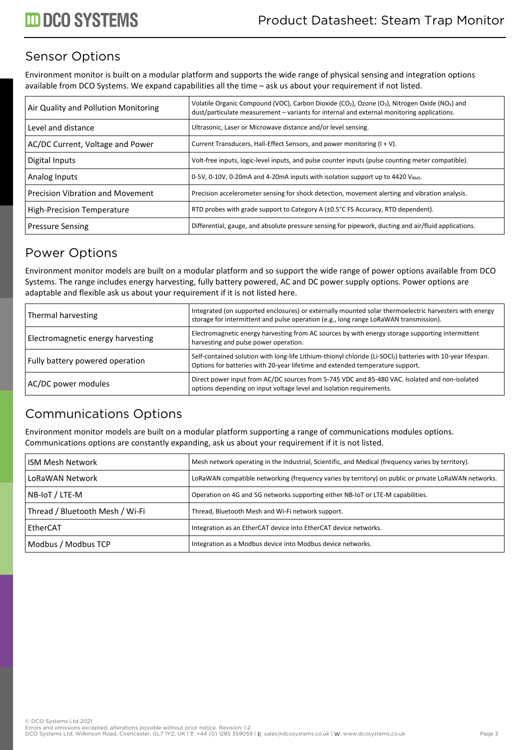## Sensor Options

Environment monitor is built on a modular platform and supports the wide range of physical sensing and integration options available from DCO Systems. We expand capabilities all the time – ask us about your requirement if not listed.

| | |
|---|---|
| Air Quality and Pollution Monitoring | Volatile Organic Compound (VOC), Carbon Dioxide ($CO_2$), Ozone ($O_3$), Nitrogen Oxide ($NO_X$) and dust/particulate measurement – variants for internal and external monitoring applications. |
| Level and distance | Ultrasonic, Laser or Microwave distance and/or level sensing. |
| AC/DC Current, Voltage and Power | Current Transducers, Hall-Effect Sensors, and power monitoring (I + V). |
| Digital Inputs | Volt-free inputs, logic-level inputs, and pulse counter inputs (pulse counting meter compatible). |
| Analog Inputs | 0-5V, 0-10V, 0-20mA and 4-20mA inputs with isolation support up to 4420 $V_{RMS}$. |
| Precision Vibration and Movement | Precision accelerometer sensing for shock detection, movement alerting and vibration analysis. |
| High-Precision Temperature | RTD probes with grade support to Category A (±0.5°C FS Accuracy, RTD dependent). |
| Pressure Sensing | Differential, gauge, and absolute pressure sensing for pipework, ducting and air/fluid applications. |

## Power Options

Environment monitor models are built on a modular platform and so support the wide range of power options available from DCO Systems. The range includes energy harvesting, fully battery powered, AC and DC power supply options. Power options are adaptable and flexible ask us about your requirement if it is not listed here.

| | |
|---|---|
| Thermal harvesting | Integrated (on supported enclosures) or externally mounted solar thermoelectric harvesters with energy storage for intermittent and pulse operation (e.g., long range LoRaWAN transmission). |
| Electromagnetic energy harvesting | Electromagnetic energy harvesting from AC sources by with energy storage supporting intermittent harvesting and pulse power operation. |
| Fully battery powered operation | Self-contained solution with long-life Lithium-thionyl chloride (Li-$SOCl_2$) batteries with 10-year lifespan. Options for batteries with 20-year lifetime and extended temperature support. |
| AC/DC power modules | Direct power input from AC/DC sources from 5-745 VDC and 85-480 VAC. Isolated and non-isolated options depending on input voltage level and isolation requirements. |

## Communications Options

Environment monitor models are built on a modular platform supporting a range of communications modules options. Communications options are constantly expanding, ask us about your requirement if it is not listed.

| | |
|---|---|
| ISM Mesh Network | Mesh network operating in the Industrial, Scientific, and Medical (frequency varies by territory). |
| LoRaWAN Network | LoRaWAN compatible networking (frequency varies by territory) on public or private LoRaWAN networks. |
| NB-IoT / LTE-M | Operation on 4G and 5G networks supporting either NB-IoT or LTE-M capabilities. |
| Thread / Bluetooth Mesh / Wi-Fi | Thread, Bluetooth Mesh and Wi-Fi network support. |
| EtherCAT | Integration as an EtherCAT device into EtherCAT device networks. |
| Modbus / Modbus TCP | Integration as a Modbus device into Modbus device networks. |